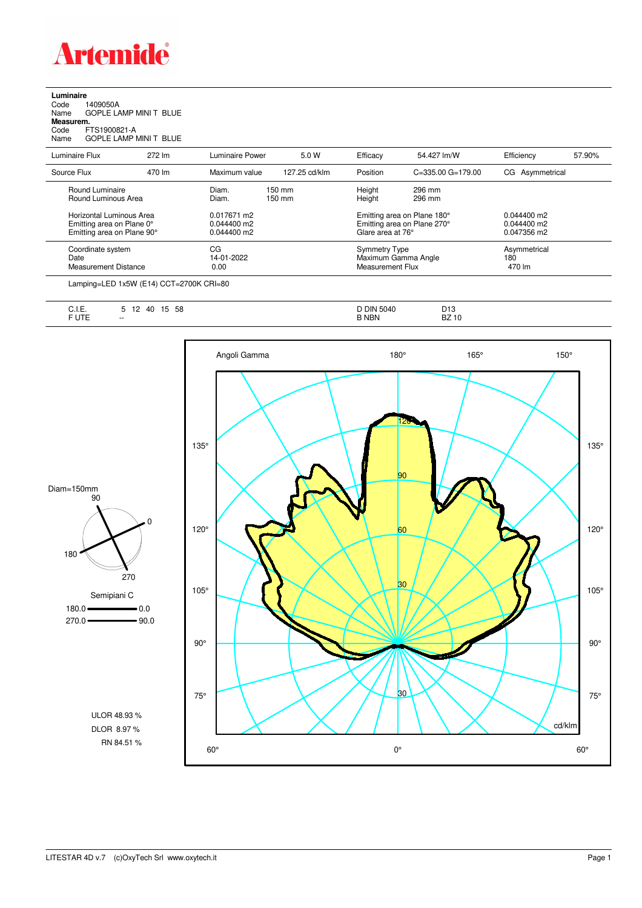# Artemide

**Luminaire**
Code 1409050A
Name GOPLE LAMP MINI T BLUE
**Measurem.**
Code FTS1900821-A
Name GOPLE LAMP MINI T BLUE

| Luminaire Flux | 272 lm | Luminaire Power | 5.0 W | Efficacy | 54.427 lm/W | Efficiency | 57.90% |
|---|---|---|---|---|---|---|---|
| Source Flux | 470 lm | Maximum value | 127.25 cd/klm | Position | C=335.00 G=179.00 | CG Asymmetrical | |

| | | | |
|---|---|---|---|
| Round Luminaire | Diam. 150 mm | Height 296 mm | |
| Round Luminous Area | Diam. 150 mm | Height 296 mm | |
| Horizontal Luminous Area | 0.017671 m2 | Emitting area on Plane 180° | 0.044400 m2 |
| Emitting area on Plane 0° | 0.044400 m2 | Emitting area on Plane 270° | 0.044400 m2 |
| Emitting area on Plane 90° | 0.044400 m2 | Glare area at 76° | 0.047356 m2 |
| Coordinate system | CG | Symmetry Type | Asymmetrical |
| Date | 14-01-2022 | Maximum Gamma Angle | 180 |
| Measurement Distance | 0.00 | Measurement Flux | 470 lm |

Lamping=LED 1x5W (E14) CCT=2700K CRI=80

| | | | |
|---|---|---|---|
| C.I.E. | 5 12 40 15 58 | D DIN 5040 | D13 |
| F UTE | -- | B NBN | BZ 10 |

Diam=150mm

Semipiani C
180.0 — 0.0
270.0 — 90.0

ULOR 48.93 %
DLOR 8.97 %
RN 84.51 %

Angoli Gamma — cd/klm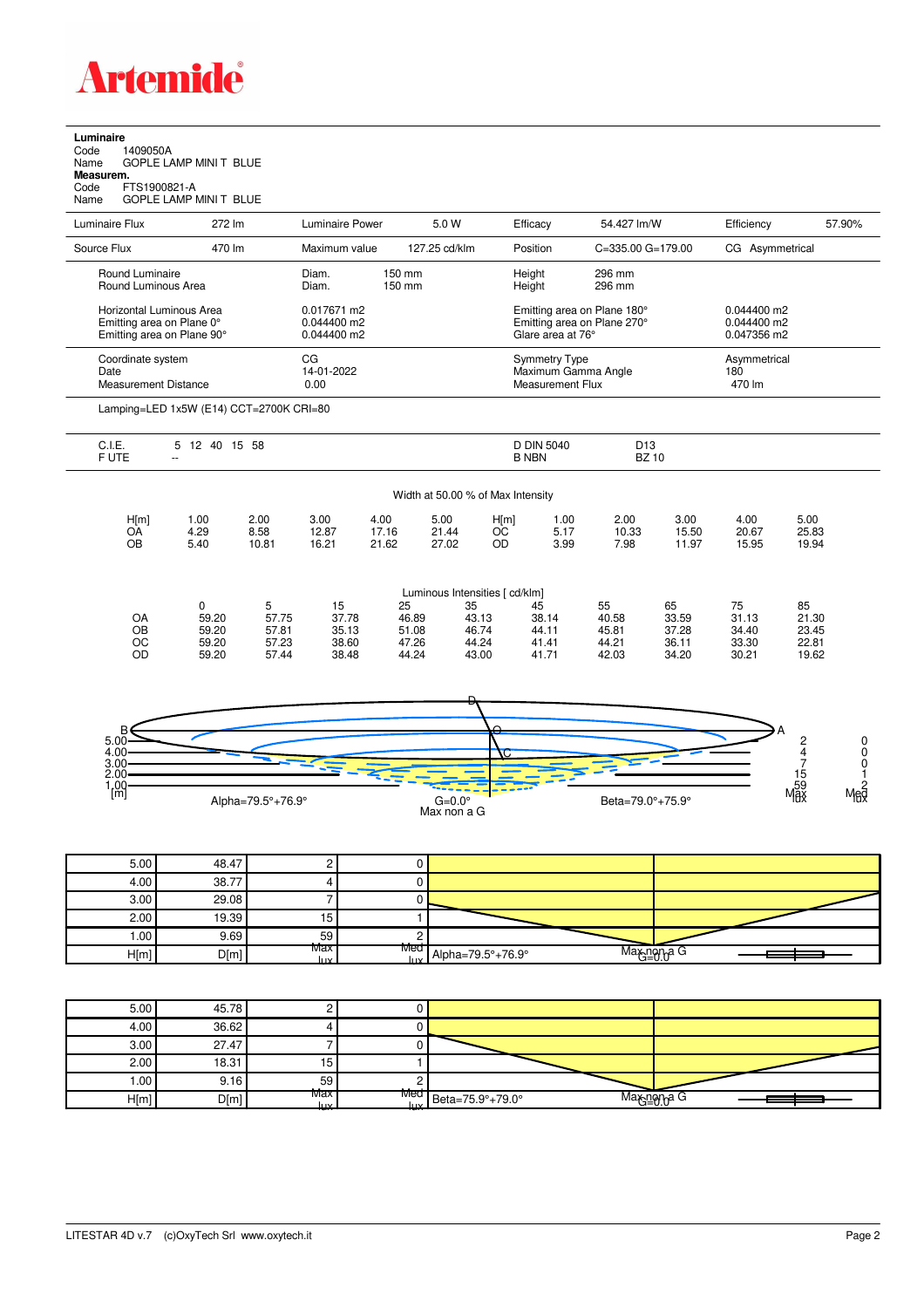Artemide

**Luminaire**
Code 1409050A
Name GOPLE LAMP MINI T BLUE
**Measurem.**
Code FTS1900821-A
Name GOPLE LAMP MINI T BLUE

| | | | | | | | |
|---|---|---|---|---|---|---|---|
| Luminaire Flux | 272 lm | Luminaire Power | 5.0 W | Efficacy | 54.427 lm/W | Efficiency | 57.90% |
| Source Flux | 470 lm | Maximum value | 127.25 cd/klm | Position | C=335.00 G=179.00 | CG | Asymmetrical |

| | | | | |
|---|---|---|---|---|
| Round Luminaire | Diam. 150 mm | Height 296 mm | | |
| Round Luminous Area | Diam. 150 mm | Height 296 mm | | |
| Horizontal Luminous Area | 0.017671 m2 | Emitting area on Plane 180° | 0.044400 m2 | |
| Emitting area on Plane 0° | 0.044400 m2 | Emitting area on Plane 270° | 0.044400 m2 | |
| Emitting area on Plane 90° | 0.044400 m2 | Glare area at 76° | 0.047356 m2 | |
| Coordinate system | CG | Symmetry Type | Asymmetrical | |
| Date | 14-01-2022 | Maximum Gamma Angle | 180 | |
| Measurement Distance | 0.00 | Measurement Flux | 470 lm | |

Lamping=LED 1x5W (E14) CCT=2700K CRI=80

| | | | |
|---|---|---|---|
| C.I.E. | 5 12 40 15 58 | D DIN 5040 | D13 |
| F UTE | -- | B NBN | BZ 10 |

Width at 50.00 % of Max Intensity

| H[m] | 1.00 | 2.00 | 3.00 | 4.00 | 5.00 | H[m] | 1.00 | 2.00 | 3.00 | 4.00 | 5.00 |
|---|---|---|---|---|---|---|---|---|---|---|---|
| OA | 4.29 | 8.58 | 12.87 | 17.16 | 21.44 | OC | 5.17 | 10.33 | 15.50 | 20.67 | 25.83 |
| OB | 5.40 | 10.81 | 16.21 | 21.62 | 27.02 | OD | 3.99 | 7.98 | 11.97 | 15.95 | 19.94 |

Luminous Intensities [ cd/klm]

| | 0 | 5 | 15 | 25 | 35 | 45 | 55 | 65 | 75 | 85 |
|---|---|---|---|---|---|---|---|---|---|---|
| OA | 59.20 | 57.75 | 37.78 | 46.89 | 43.13 | 38.14 | 40.58 | 33.59 | 31.13 | 21.30 |
| OB | 59.20 | 57.81 | 35.13 | 51.08 | 46.74 | 44.11 | 45.81 | 37.28 | 34.40 | 23.45 |
| OC | 59.20 | 57.23 | 38.60 | 47.26 | 44.24 | 41.41 | 44.21 | 36.11 | 33.30 | 22.81 |
| OD | 59.20 | 57.44 | 38.48 | 44.24 | 43.00 | 41.71 | 42.03 | 34.20 | 30.21 | 19.62 |

D
B
A
O
C
5.00
4.00
3.00
2.00
1.00
[m]
2 4 7 15 59 Max lux
0 0 0 1 2 Med lux
Alpha=79.5°+76.9°
G=0.0°
Max non a G
Beta=79.0°+75.9°

| H[m] | D[m] | Max lux | Med lux |
|---|---|---|---|
| 5.00 | 48.47 | 2 | 0 |
| 4.00 | 38.77 | 4 | 0 |
| 3.00 | 29.08 | 7 | 0 |
| 2.00 | 19.39 | 15 | 1 |
| 1.00 | 9.69 | 59 | 2 |

Alpha=79.5°+76.9°
Max non a G G=0.0

| H[m] | D[m] | Max lux | Med lux |
|---|---|---|---|
| 5.00 | 45.78 | 2 | 0 |
| 4.00 | 36.62 | 4 | 0 |
| 3.00 | 27.47 | 7 | 0 |
| 2.00 | 18.31 | 15 | 1 |
| 1.00 | 9.16 | 59 | 2 |

Beta=75.9°+79.0°
Max non a G G=0.0

LITESTAR 4D v.7 (c)OxyTech Srl www.oxytech.it